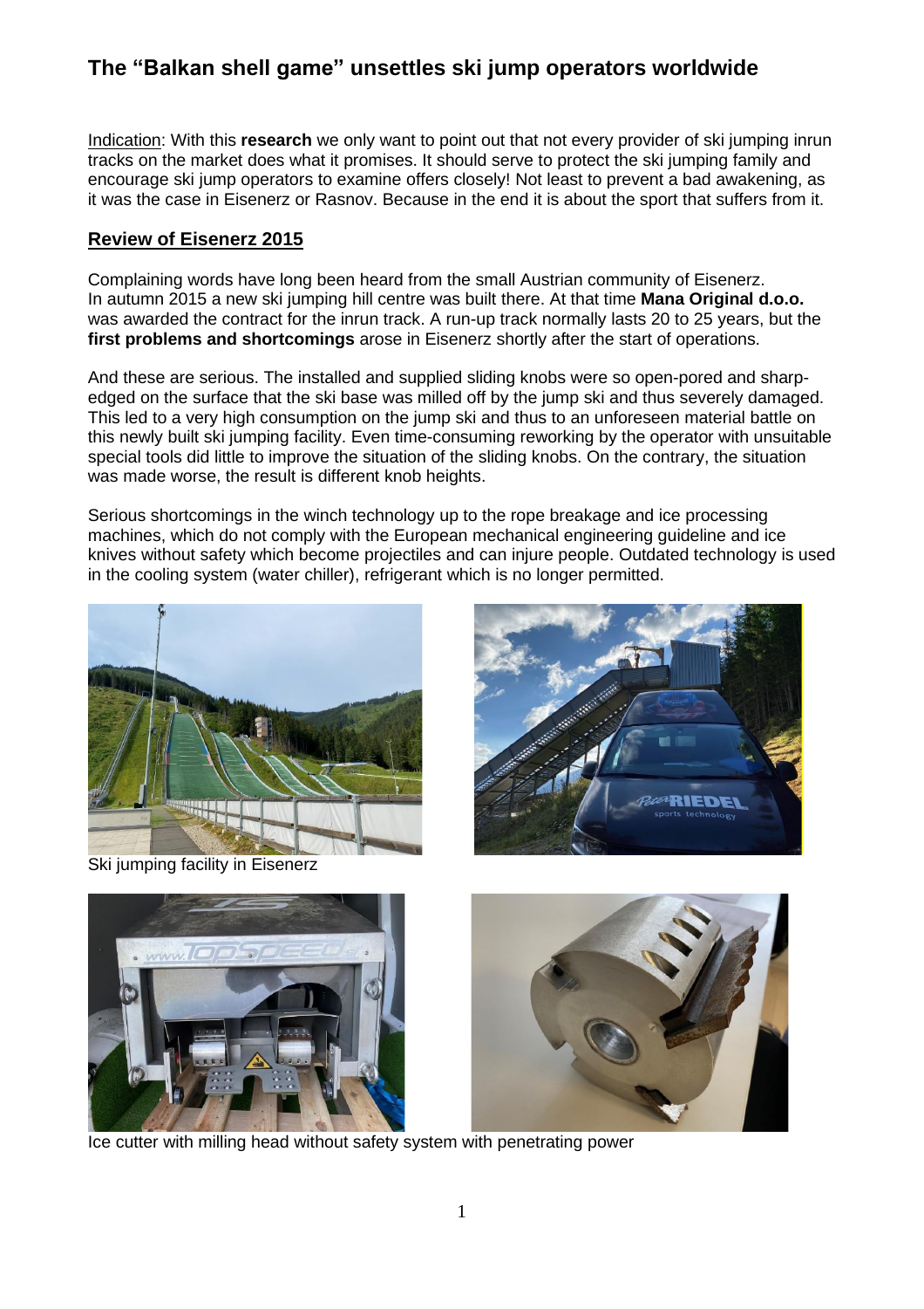# The "Balkan shell game" unsettles ski jump operators worldwide

Indication: With this **research** we only want to point out that not every provider of ski jumping inrun tracks on the market does what it promises. It should serve to protect the ski jumping family and encourage ski jump operators to examine offers closely! Not least to prevent a bad awakening, as it was the case in Eisenerz or Rasnov. Because in the end it is about the sport that suffers from it.

## Review of Eisenerz 2015

Complaining words have long been heard from the small Austrian community of Eisenerz. In autumn 2015 a new ski jumping hill centre was built there. At that time **Mana Original d.o.o.** was awarded the contract for the inrun track. A run-up track normally lasts 20 to 25 years, but the **first problems and shortcomings** arose in Eisenerz shortly after the start of operations.

And these are serious. The installed and supplied sliding knobs were so open-pored and sharp-edged on the surface that the ski base was milled off by the jump ski and thus severely damaged. This led to a very high consumption on the jump ski and thus to an unforeseen material battle on this newly built ski jumping facility. Even time-consuming reworking by the operator with unsuitable special tools did little to improve the situation of the sliding knobs. On the contrary, the situation was made worse, the result is different knob heights.

Serious shortcomings in the winch technology up to the rope breakage and ice processing machines, which do not comply with the European mechanical engineering guideline and ice knives without safety which become projectiles and can injure people. Outdated technology is used in the cooling system (water chiller), refrigerant which is no longer permitted.

Ski jumping facility in Eisenerz

Ice cutter with milling head without safety system with penetrating power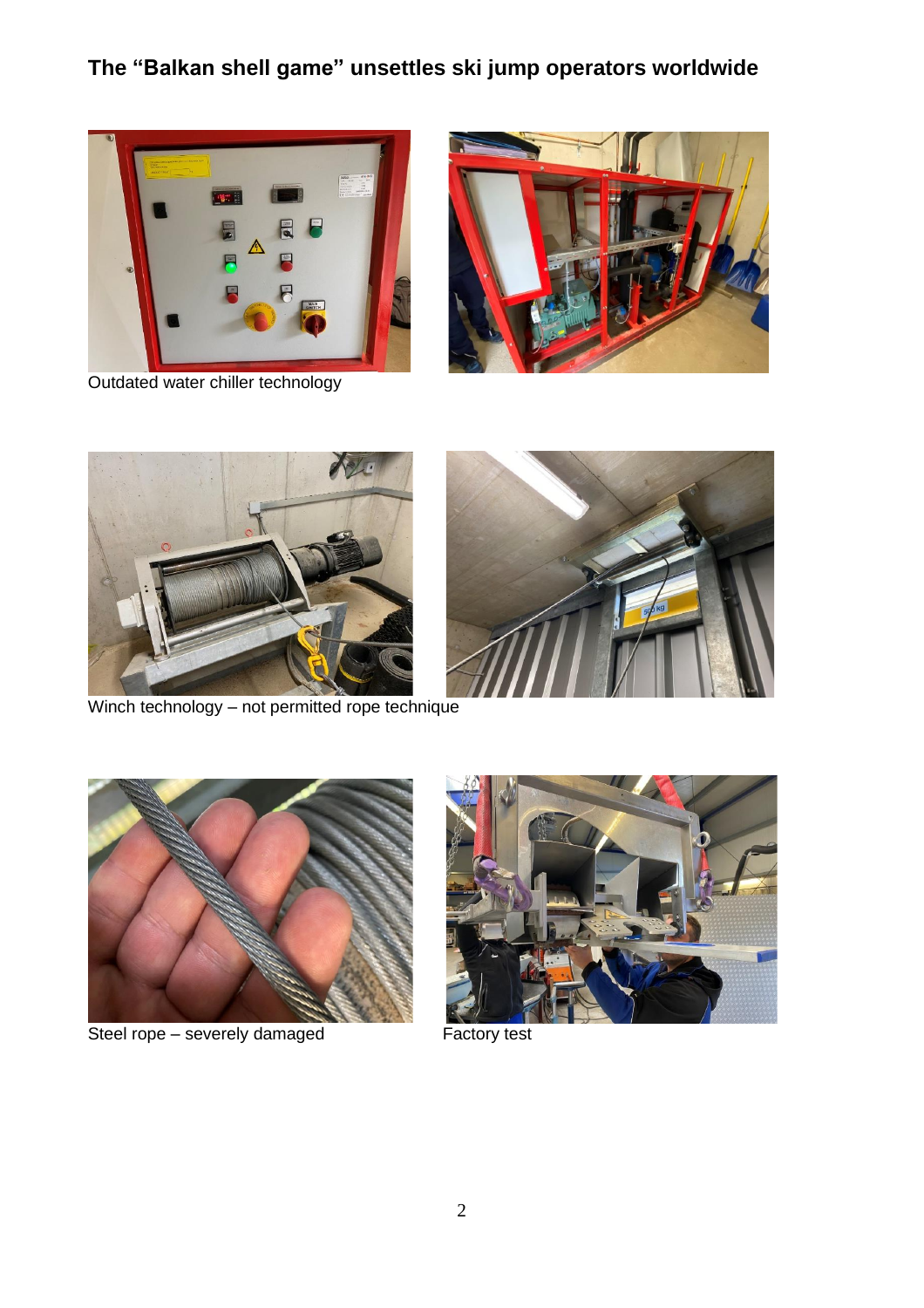## The "Balkan shell game" unsettles ski jump operators worldwide

Outdated water chiller technology

Winch technology – not permitted rope technique

Steel rope – severely damaged

Factory test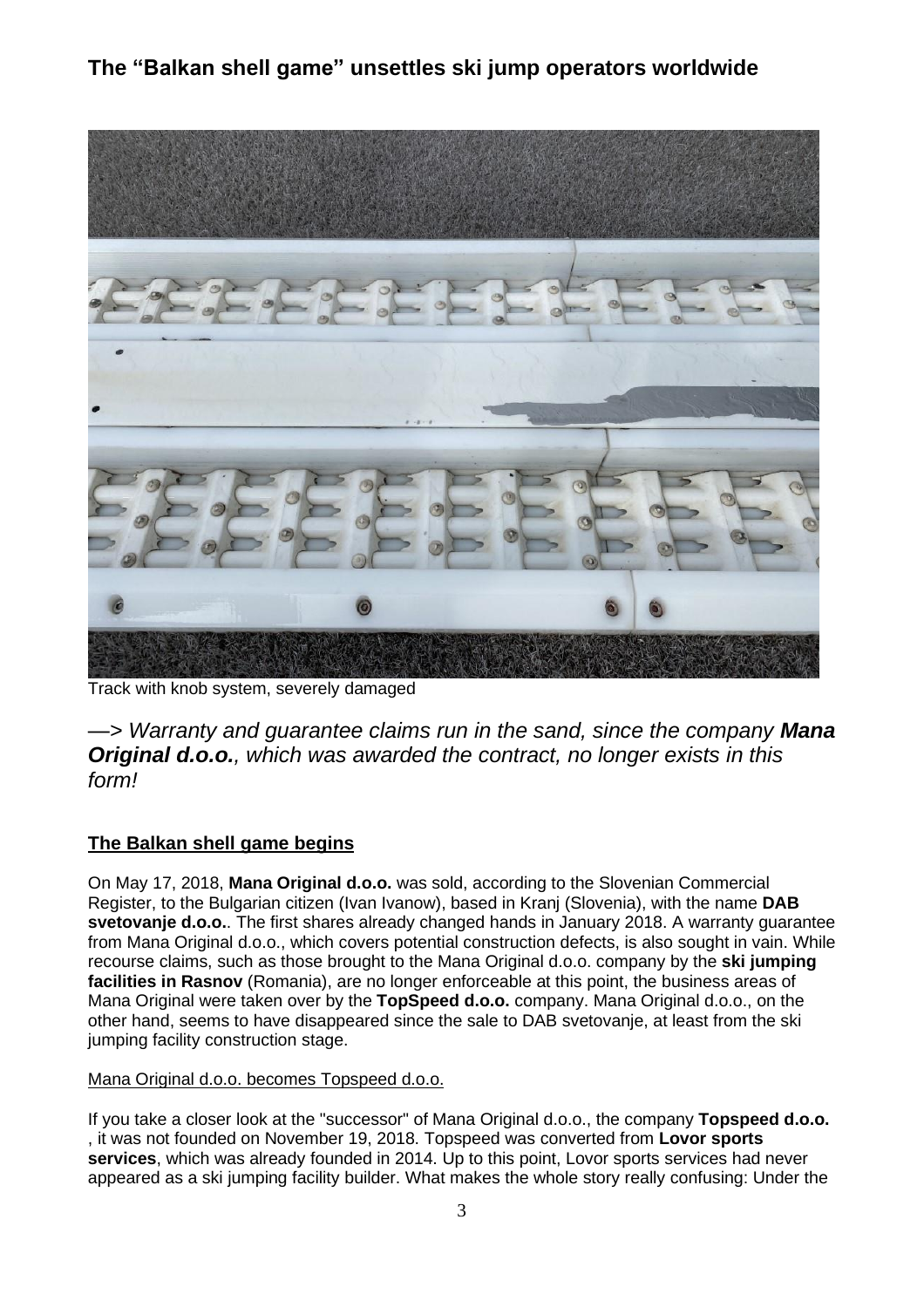## The "Balkan shell game" unsettles ski jump operators worldwide

Track with knob system, severely damaged

*—> Warranty and guarantee claims run in the sand, since the company **Mana Original d.o.o.**, which was awarded the contract, no longer exists in this form!*

### The Balkan shell game begins

On May 17, 2018, **Mana Original d.o.o.** was sold, according to the Slovenian Commercial Register, to the Bulgarian citizen (Ivan Ivanow), based in Kranj (Slovenia), with the name **DAB svetovanje d.o.o.**. The first shares already changed hands in January 2018. A warranty guarantee from Mana Original d.o.o., which covers potential construction defects, is also sought in vain. While recourse claims, such as those brought to the Mana Original d.o.o. company by the **ski jumping facilities in Rasnov** (Romania), are no longer enforceable at this point, the business areas of Mana Original were taken over by the **TopSpeed d.o.o.** company. Mana Original d.o.o., on the other hand, seems to have disappeared since the sale to DAB svetovanje, at least from the ski jumping facility construction stage.

Mana Original d.o.o. becomes Topspeed d.o.o.

If you take a closer look at the "successor" of Mana Original d.o.o., the company **Topspeed d.o.o.** , it was not founded on November 19, 2018. Topspeed was converted from **Lovor sports services**, which was already founded in 2014. Up to this point, Lovor sports services had never appeared as a ski jumping facility builder. What makes the whole story really confusing: Under the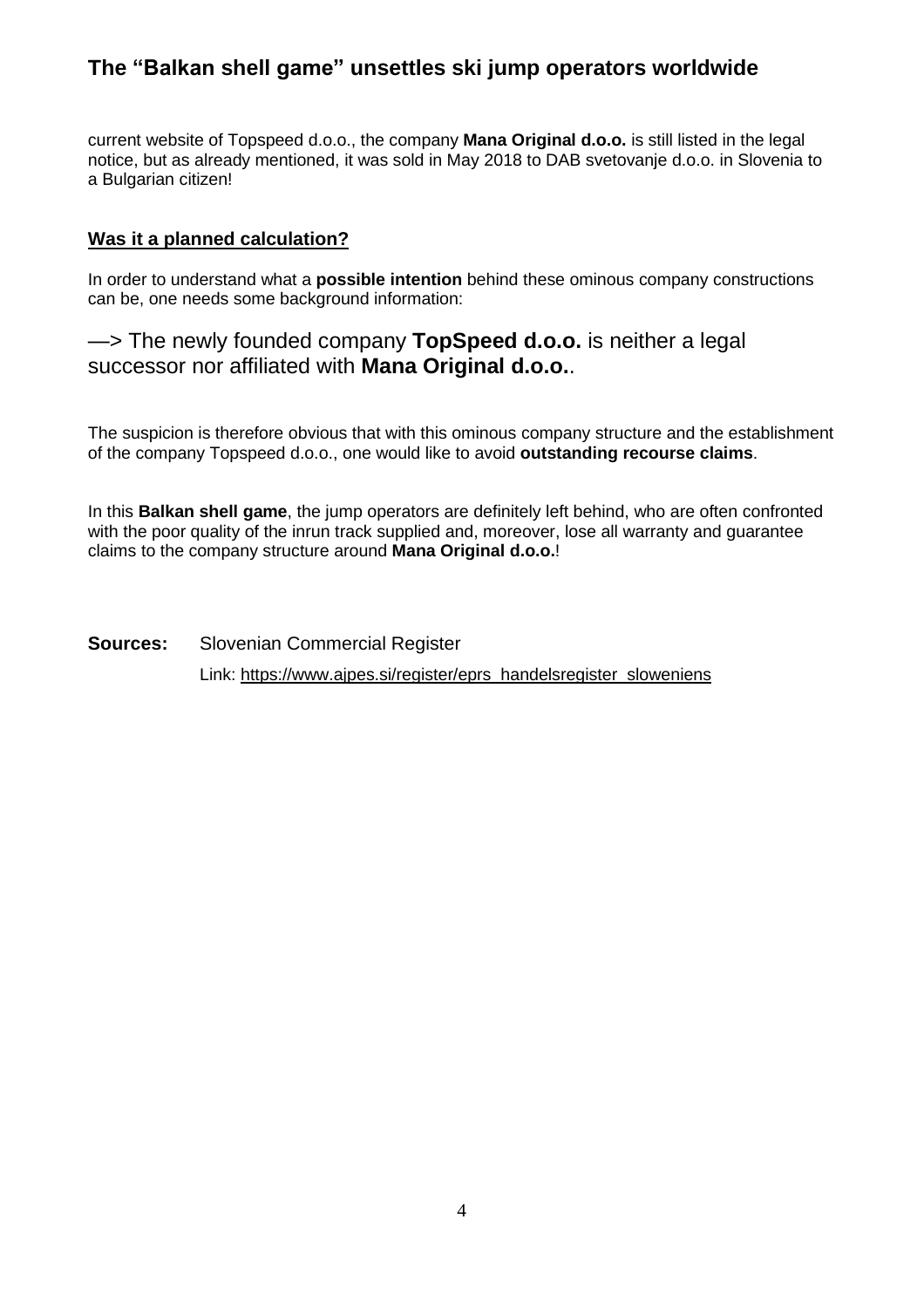current website of Topspeed d.o.o., the company **Mana Original d.o.o.** is still listed in the legal notice, but as already mentioned, it was sold in May 2018 to DAB svetovanje d.o.o. in Slovenia to a Bulgarian citizen!

## Was it a planned calculation?

In order to understand what a **possible intention** behind these ominous company constructions can be, one needs some background information:

—> The newly founded company **TopSpeed d.o.o.** is neither a legal successor nor affiliated with **Mana Original d.o.o.**.

The suspicion is therefore obvious that with this ominous company structure and the establishment of the company Topspeed d.o.o., one would like to avoid **outstanding recourse claims**.

In this **Balkan shell game**, the jump operators are definitely left behind, who are often confronted with the poor quality of the inrun track supplied and, moreover, lose all warranty and guarantee claims to the company structure around **Mana Original d.o.o.**!

**Sources:** Slovenian Commercial Register

Link: https://www.ajpes.si/register/eprs_handelsregister_sloweniens